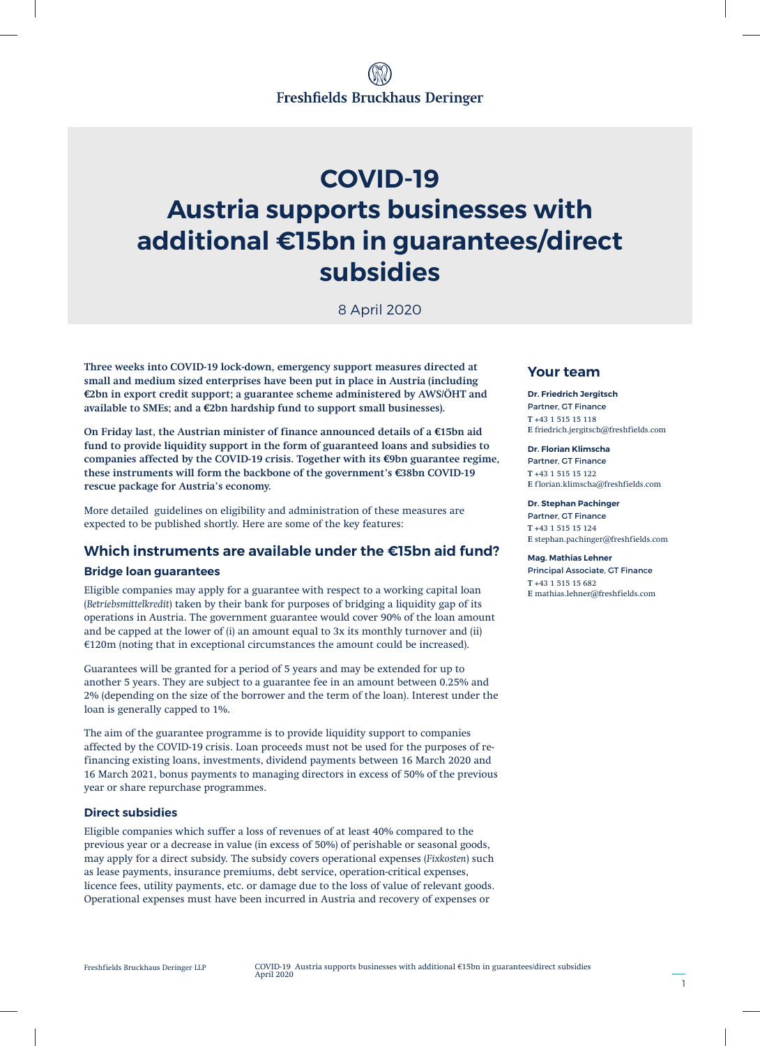Freshfields Bruckhaus Deringer

# COVID-19 Austria supports businesses with additional €15bn in guarantees/direct subsidies

8 April 2020

**Three weeks into COVID-19 lock-down, emergency support measures directed at small and medium sized enterprises have been put in place in Austria (including €2bn in export credit support; a guarantee scheme administered by AWS/ÖHT and available to SMEs; and a €2bn hardship fund to support small businesses).**

**On Friday last, the Austrian minister of finance announced details of a €15bn aid fund to provide liquidity support in the form of guaranteed loans and subsidies to companies affected by the COVID-19 crisis. Together with its €9bn guarantee regime, these instruments will form the backbone of the government's €38bn COVID-19 rescue package for Austria's economy.**

More detailed guidelines on eligibility and administration of these measures are expected to be published shortly. Here are some of the key features:

## Which instruments are available under the €15bn aid fund?

### Bridge loan guarantees

Eligible companies may apply for a guarantee with respect to a working capital loan (*Betriebsmittelkredit*) taken by their bank for purposes of bridging a liquidity gap of its operations in Austria. The government guarantee would cover 90% of the loan amount and be capped at the lower of (i) an amount equal to 3x its monthly turnover and (ii) €120m (noting that in exceptional circumstances the amount could be increased).

Guarantees will be granted for a period of 5 years and may be extended for up to another 5 years. They are subject to a guarantee fee in an amount between 0.25% and 2% (depending on the size of the borrower and the term of the loan). Interest under the loan is generally capped to 1%.

The aim of the guarantee programme is to provide liquidity support to companies affected by the COVID-19 crisis. Loan proceeds must not be used for the purposes of re-financing existing loans, investments, dividend payments between 16 March 2020 and 16 March 2021, bonus payments to managing directors in excess of 50% of the previous year or share repurchase programmes.

### Direct subsidies

Eligible companies which suffer a loss of revenues of at least 40% compared to the previous year or a decrease in value (in excess of 50%) of perishable or seasonal goods, may apply for a direct subsidy. The subsidy covers operational expenses (*Fixkosten*) such as lease payments, insurance premiums, debt service, operation-critical expenses, licence fees, utility payments, etc. or damage due to the loss of value of relevant goods. Operational expenses must have been incurred in Austria and recovery of expenses or

## Your team

**Dr. Friedrich Jergitsch**
Partner, GT Finance
T +43 1 515 15 118
E friedrich.jergitsch@freshfields.com

**Dr. Florian Klimscha**
Partner, GT Finance
T +43 1 515 15 122
E florian.klimscha@freshfields.com

**Dr. Stephan Pachinger**
Partner, GT Finance
T +43 1 515 15 124
E stephan.pachinger@freshfields.com

**Mag. Mathias Lehner**
Principal Associate, GT Finance
T +43 1 515 15 682
E mathias.lehner@freshfields.com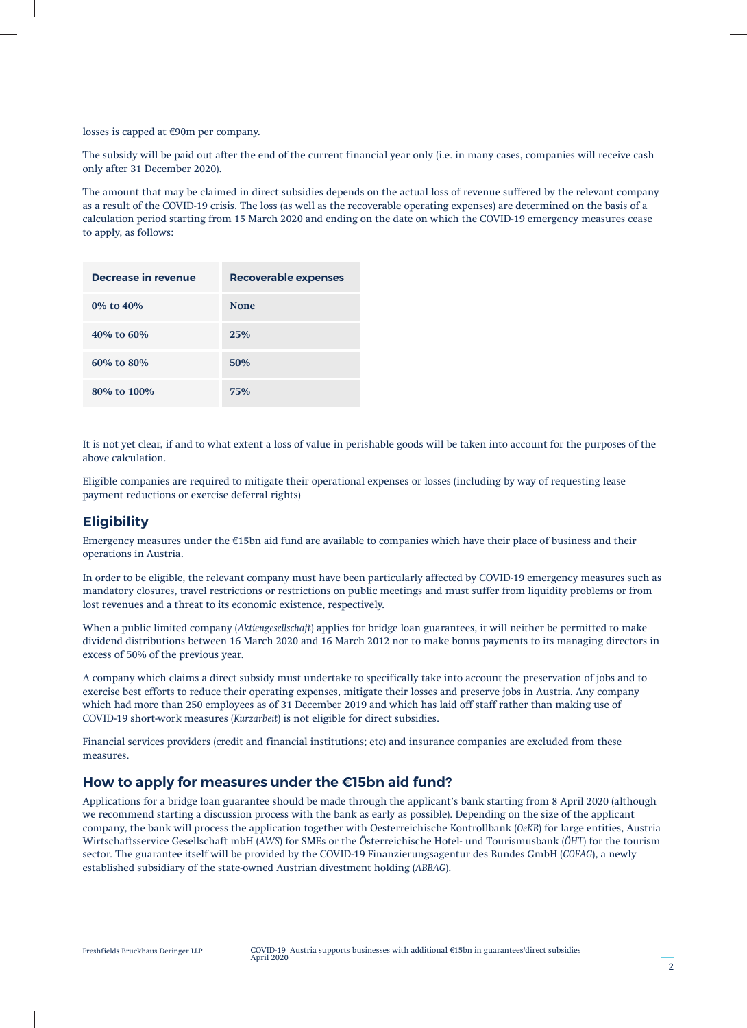losses is capped at €90m per company.

The subsidy will be paid out after the end of the current financial year only (i.e. in many cases, companies will receive cash only after 31 December 2020).

The amount that may be claimed in direct subsidies depends on the actual loss of revenue suffered by the relevant company as a result of the COVID-19 crisis. The loss (as well as the recoverable operating expenses) are determined on the basis of a calculation period starting from 15 March 2020 and ending on the date on which the COVID-19 emergency measures cease to apply, as follows:

| Decrease in revenue | Recoverable expenses |
| --- | --- |
| 0% to 40% | None |
| 40% to 60% | 25% |
| 60% to 80% | 50% |
| 80% to 100% | 75% |

It is not yet clear, if and to what extent a loss of value in perishable goods will be taken into account for the purposes of the above calculation.

Eligible companies are required to mitigate their operational expenses or losses (including by way of requesting lease payment reductions or exercise deferral rights)

## Eligibility

Emergency measures under the €15bn aid fund are available to companies which have their place of business and their operations in Austria.

In order to be eligible, the relevant company must have been particularly affected by COVID-19 emergency measures such as mandatory closures, travel restrictions or restrictions on public meetings and must suffer from liquidity problems or from lost revenues and a threat to its economic existence, respectively.

When a public limited company (*Aktiengesellschaft*) applies for bridge loan guarantees, it will neither be permitted to make dividend distributions between 16 March 2020 and 16 March 2012 nor to make bonus payments to its managing directors in excess of 50% of the previous year.

A company which claims a direct subsidy must undertake to specifically take into account the preservation of jobs and to exercise best efforts to reduce their operating expenses, mitigate their losses and preserve jobs in Austria. Any company which had more than 250 employees as of 31 December 2019 and which has laid off staff rather than making use of COVID-19 short-work measures (*Kurzarbeit*) is not eligible for direct subsidies.

Financial services providers (credit and financial institutions; etc) and insurance companies are excluded from these measures.

## How to apply for measures under the €15bn aid fund?

Applications for a bridge loan guarantee should be made through the applicant's bank starting from 8 April 2020 (although we recommend starting a discussion process with the bank as early as possible). Depending on the size of the applicant company, the bank will process the application together with Oesterreichische Kontrollbank (*OeKB*) for large entities, Austria Wirtschaftsservice Gesellschaft mbH (*AWS*) for SMEs or the Österreichische Hotel- und Tourismusbank (*ÖHT*) for the tourism sector. The guarantee itself will be provided by the COVID-19 Finanzierungsagentur des Bundes GmbH (*COFAG*), a newly established subsidiary of the state-owned Austrian divestment holding (*ABBAG*).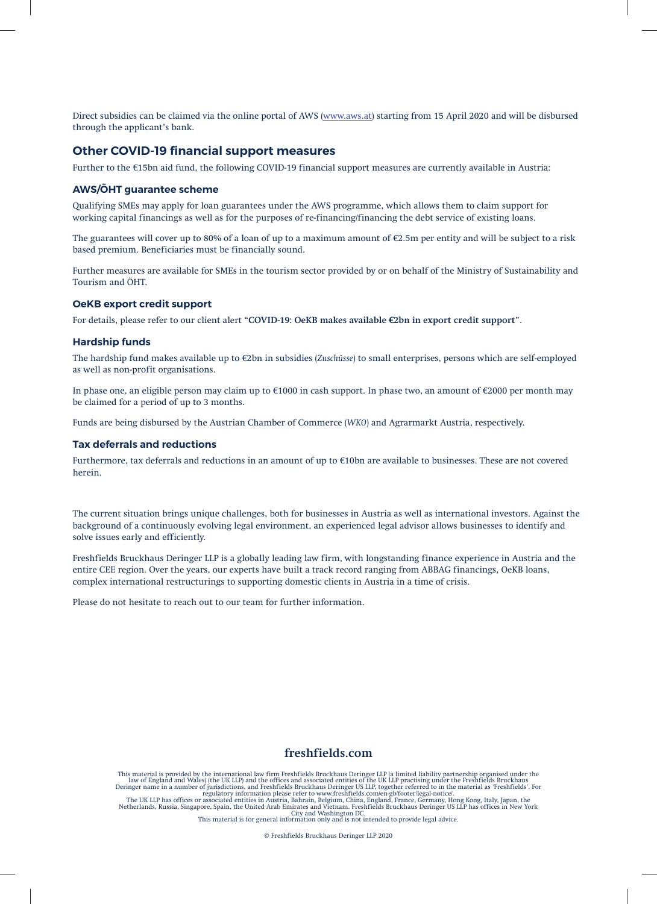Direct subsidies can be claimed via the online portal of AWS (www.aws.at) starting from 15 April 2020 and will be disbursed through the applicant's bank.

## Other COVID-19 financial support measures

Further to the €15bn aid fund, the following COVID-19 financial support measures are currently available in Austria:

### AWS/ÖHT guarantee scheme

Qualifying SMEs may apply for loan guarantees under the AWS programme, which allows them to claim support for working capital financings as well as for the purposes of re-financing/financing the debt service of existing loans.

The guarantees will cover up to 80% of a loan of up to a maximum amount of €2.5m per entity and will be subject to a risk based premium. Beneficiaries must be financially sound.

Further measures are available for SMEs in the tourism sector provided by or on behalf of the Ministry of Sustainability and Tourism and ÖHT.

### OeKB export credit support

For details, please refer to our client alert "**COVID-19: OeKB makes available €2bn in export credit support**".

### Hardship funds

The hardship fund makes available up to €2bn in subsidies (*Zuschüsse*) to small enterprises, persons which are self-employed as well as non-profit organisations.

In phase one, an eligible person may claim up to €1000 in cash support. In phase two, an amount of €2000 per month may be claimed for a period of up to 3 months.

Funds are being disbursed by the Austrian Chamber of Commerce (*WKO*) and Agrarmarkt Austria, respectively.

### Tax deferrals and reductions

Furthermore, tax deferrals and reductions in an amount of up to €10bn are available to businesses. These are not covered herein.

The current situation brings unique challenges, both for businesses in Austria as well as international investors. Against the background of a continuously evolving legal environment, an experienced legal advisor allows businesses to identify and solve issues early and efficiently.

Freshfields Bruckhaus Deringer LLP is a globally leading law firm, with longstanding finance experience in Austria and the entire CEE region. Over the years, our experts have built a track record ranging from ABBAG financings, OeKB loans, complex international restructurings to supporting domestic clients in Austria in a time of crisis.

Please do not hesitate to reach out to our team for further information.

**freshfields.com**

This material is provided by the international law firm Freshfields Bruckhaus Deringer LLP (a limited liability partnership organised under the law of England and Wales) (the UK LLP) and the offices and associated entities of the UK LLP practising under the Freshfields Bruckhaus Deringer name in a number of jurisdictions, and Freshfields Bruckhaus Deringer US LLP, together referred to in the material as 'Freshfields'. For regulatory information please refer to www.freshfields.com/en-gb/footer/legal-notice/.
The UK LLP has offices or associated entities in Austria, Bahrain, Belgium, China, England, France, Germany, Hong Kong, Italy, Japan, the Netherlands, Russia, Singapore, Spain, the United Arab Emirates and Vietnam. Freshfields Bruckhaus Deringer US LLP has offices in New York City and Washington DC.
This material is for general information only and is not intended to provide legal advice.

© Freshfields Bruckhaus Deringer LLP 2020